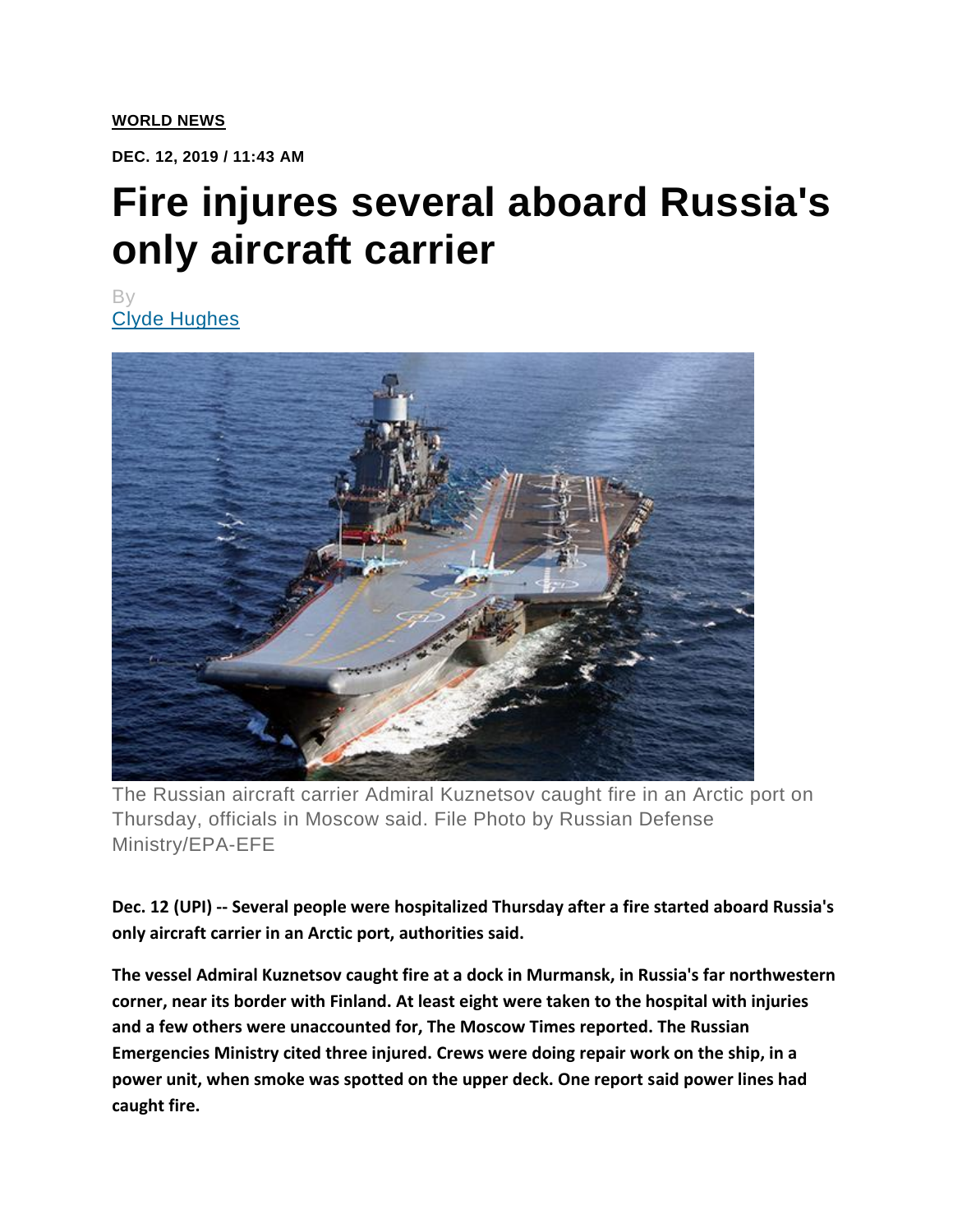**WORLD NEWS**

**DEC. 12, 2019 / 11:43 AM**

# Fire injures several aboard Russia's only aircraft carrier

By
Clyde Hughes

The Russian aircraft carrier Admiral Kuznetsov caught fire in an Arctic port on Thursday, officials in Moscow said. File Photo by Russian Defense Ministry/EPA-EFE

**Dec. 12 (UPI) -- Several people were hospitalized Thursday after a fire started aboard Russia's only aircraft carrier in an Arctic port, authorities said.**

**The vessel Admiral Kuznetsov caught fire at a dock in Murmansk, in Russia's far northwestern corner, near its border with Finland. At least eight were taken to the hospital with injuries and a few others were unaccounted for, The Moscow Times reported. The Russian Emergencies Ministry cited three injured. Crews were doing repair work on the ship, in a power unit, when smoke was spotted on the upper deck. One report said power lines had caught fire.**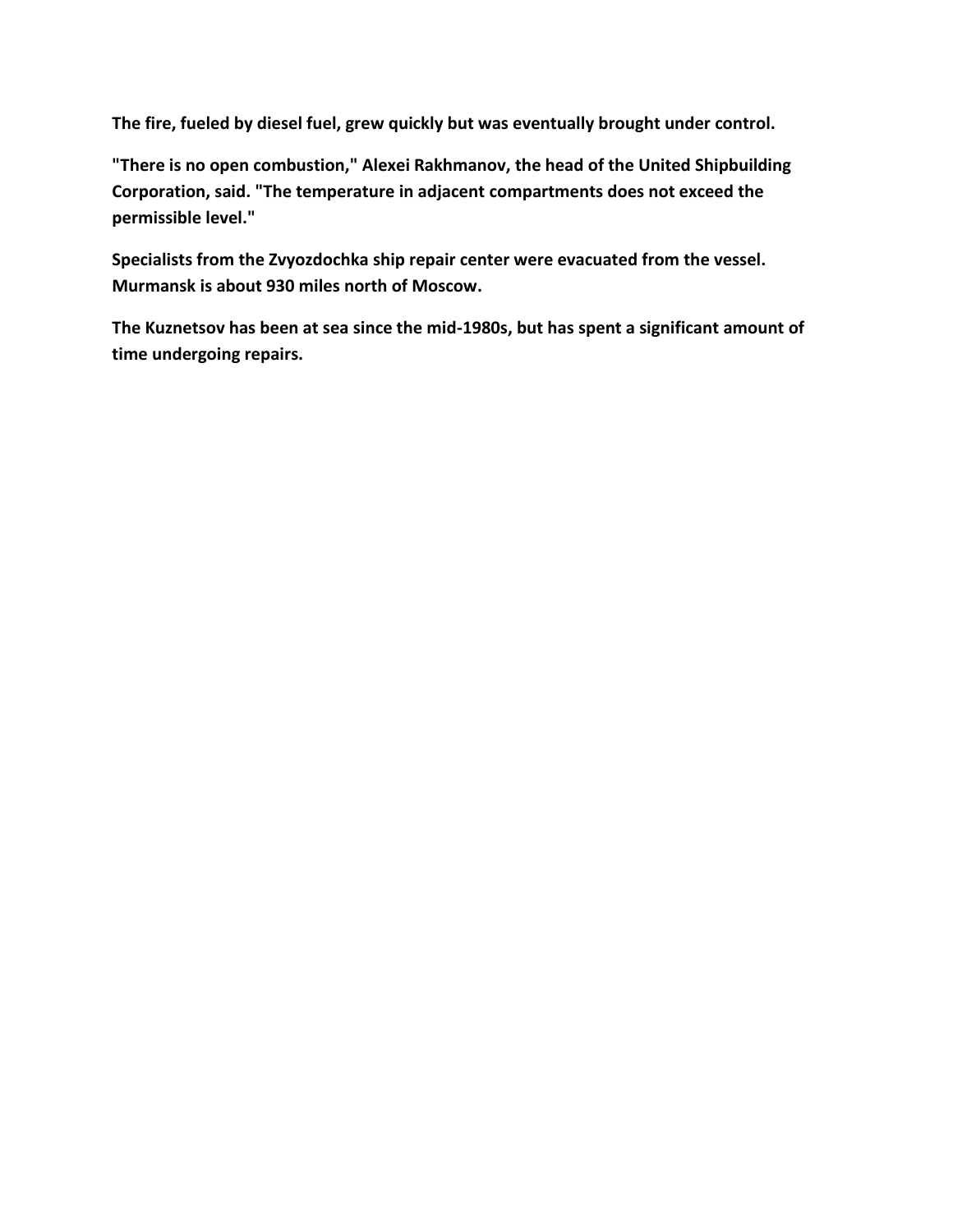**The fire, fueled by diesel fuel, grew quickly but was eventually brought under control.**

**"There is no open combustion," Alexei Rakhmanov, the head of the United Shipbuilding Corporation, said. "The temperature in adjacent compartments does not exceed the permissible level."**

**Specialists from the Zvyozdochka ship repair center were evacuated from the vessel. Murmansk is about 930 miles north of Moscow.**

**The Kuznetsov has been at sea since the mid-1980s, but has spent a significant amount of time undergoing repairs.**